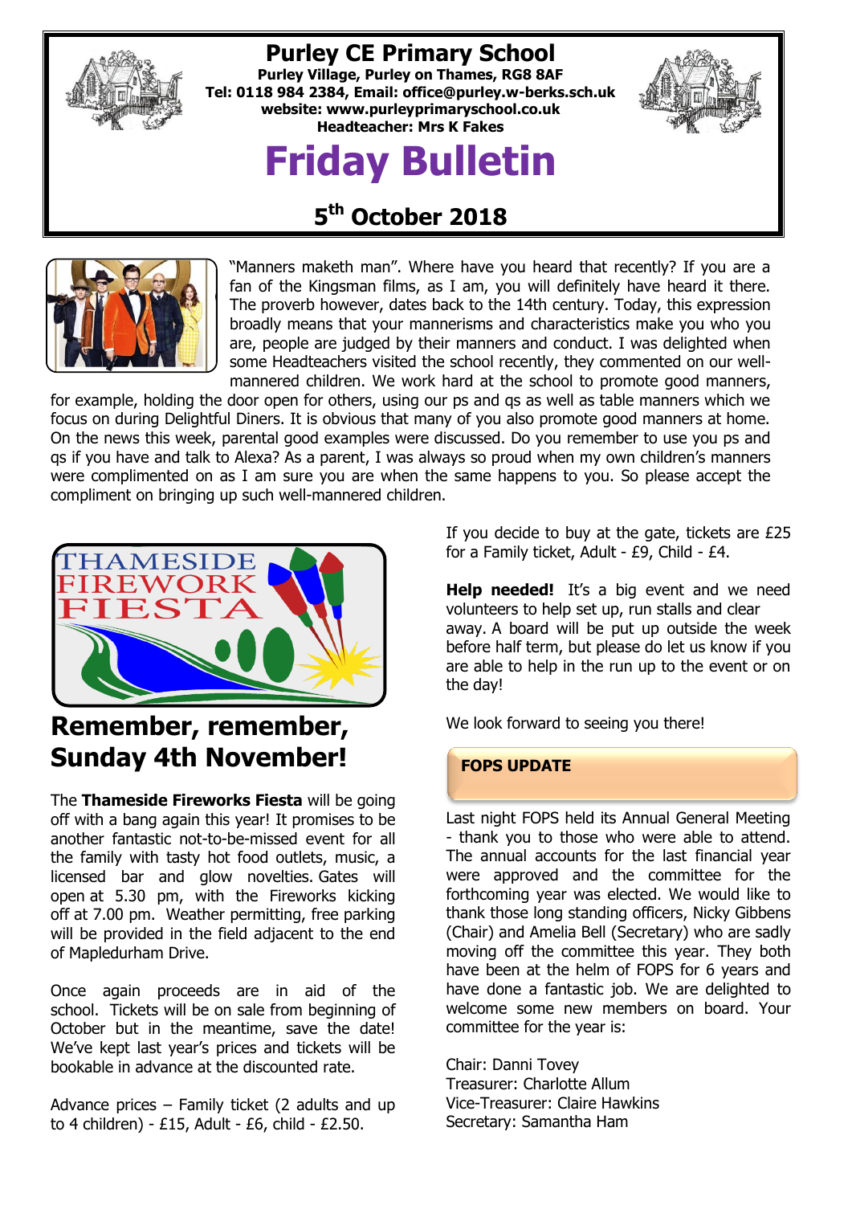# Purley CE Primary School

**Purley Village, Purley on Thames, RG8 8AF**
**Tel: 0118 984 2384, Email: office@purley.w-berks.sch.uk**
**website: www.purleyprimaryschool.co.uk**
**Headteacher: Mrs K Fakes**

# Friday Bulletin

## 5th October 2018

"Manners maketh man". Where have you heard that recently? If you are a fan of the Kingsman films, as I am, you will definitely have heard it there. The proverb however, dates back to the 14th century. Today, this expression broadly means that your mannerisms and characteristics make you who you are, people are judged by their manners and conduct. I was delighted when some Headteachers visited the school recently, they commented on our well-mannered children. We work hard at the school to promote good manners, for example, holding the door open for others, using our ps and qs as well as table manners which we focus on during Delightful Diners. It is obvious that many of you also promote good manners at home. On the news this week, parental good examples were discussed. Do you remember to use you ps and qs if you have and talk to Alexa? As a parent, I was always so proud when my own children's manners were complimented on as I am sure you are when the same happens to you. So please accept the compliment on bringing up such well-mannered children.

## Remember, remember, Sunday 4th November!

The **Thameside Fireworks Fiesta** will be going off with a bang again this year! It promises to be another fantastic not-to-be-missed event for all the family with tasty hot food outlets, music, a licensed bar and glow novelties. Gates will open at 5.30 pm, with the Fireworks kicking off at 7.00 pm. Weather permitting, free parking will be provided in the field adjacent to the end of Mapledurham Drive.

Once again proceeds are in aid of the school. Tickets will be on sale from beginning of October but in the meantime, save the date! We've kept last year's prices and tickets will be bookable in advance at the discounted rate.

Advance prices – Family ticket (2 adults and up to 4 children) - £15, Adult - £6, child - £2.50.

If you decide to buy at the gate, tickets are £25 for a Family ticket, Adult - £9, Child - £4.

**Help needed!** It's a big event and we need volunteers to help set up, run stalls and clear away. A board will be put up outside the week before half term, but please do let us know if you are able to help in the run up to the event or on the day!

We look forward to seeing you there!

## FOPS UPDATE

Last night FOPS held its Annual General Meeting - thank you to those who were able to attend. The annual accounts for the last financial year were approved and the committee for the forthcoming year was elected. We would like to thank those long standing officers, Nicky Gibbens (Chair) and Amelia Bell (Secretary) who are sadly moving off the committee this year. They both have been at the helm of FOPS for 6 years and have done a fantastic job. We are delighted to welcome some new members on board. Your committee for the year is:

Chair: Danni Tovey
Treasurer: Charlotte Allum
Vice-Treasurer: Claire Hawkins
Secretary: Samantha Ham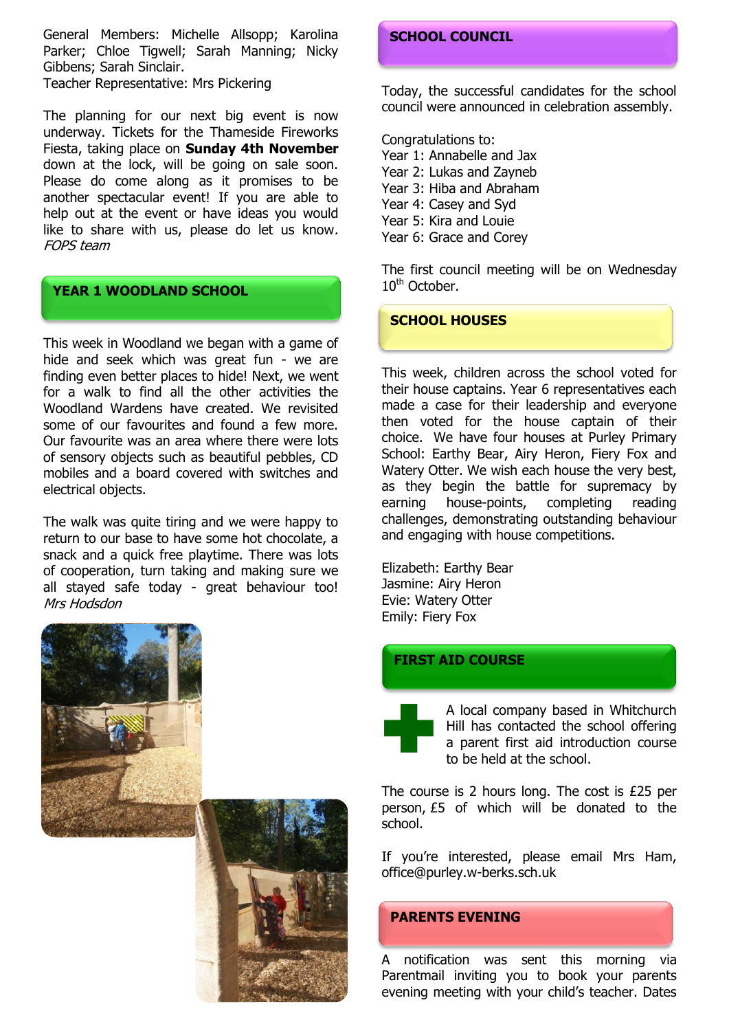General Members: Michelle Allsopp; Karolina Parker; Chloe Tigwell; Sarah Manning; Nicky Gibbens; Sarah Sinclair.
Teacher Representative: Mrs Pickering

The planning for our next big event is now underway. Tickets for the Thameside Fireworks Fiesta, taking place on **Sunday 4th November** down at the lock, will be going on sale soon. Please do come along as it promises to be another spectacular event! If you are able to help out at the event or have ideas you would like to share with us, please do let us know. *FOPS team*

## YEAR 1 WOODLAND SCHOOL

This week in Woodland we began with a game of hide and seek which was great fun - we are finding even better places to hide! Next, we went for a walk to find all the other activities the Woodland Wardens have created. We revisited some of our favourites and found a few more. Our favourite was an area where there were lots of sensory objects such as beautiful pebbles, CD mobiles and a board covered with switches and electrical objects.

The walk was quite tiring and we were happy to return to our base to have some hot chocolate, a snack and a quick free playtime. There was lots of cooperation, turn taking and making sure we all stayed safe today - great behaviour too! *Mrs Hodsdon*

## SCHOOL COUNCIL

Today, the successful candidates for the school council were announced in celebration assembly.

Congratulations to:
Year 1: Annabelle and Jax
Year 2: Lukas and Zayneb
Year 3: Hiba and Abraham
Year 4: Casey and Syd
Year 5: Kira and Louie
Year 6: Grace and Corey

The first council meeting will be on Wednesday 10th October.

## SCHOOL HOUSES

This week, children across the school voted for their house captains. Year 6 representatives each made a case for their leadership and everyone then voted for the house captain of their choice. We have four houses at Purley Primary School: Earthy Bear, Airy Heron, Fiery Fox and Watery Otter. We wish each house the very best, as they begin the battle for supremacy by earning house-points, completing reading challenges, demonstrating outstanding behaviour and engaging with house competitions.

Elizabeth: Earthy Bear
Jasmine: Airy Heron
Evie: Watery Otter
Emily: Fiery Fox

## FIRST AID COURSE

A local company based in Whitchurch Hill has contacted the school offering a parent first aid introduction course to be held at the school.

The course is 2 hours long. The cost is £25 per person, £5 of which will be donated to the school.

If you're interested, please email Mrs Ham, office@purley.w-berks.sch.uk

## PARENTS EVENING

A notification was sent this morning via Parentmail inviting you to book your parents evening meeting with your child's teacher. Dates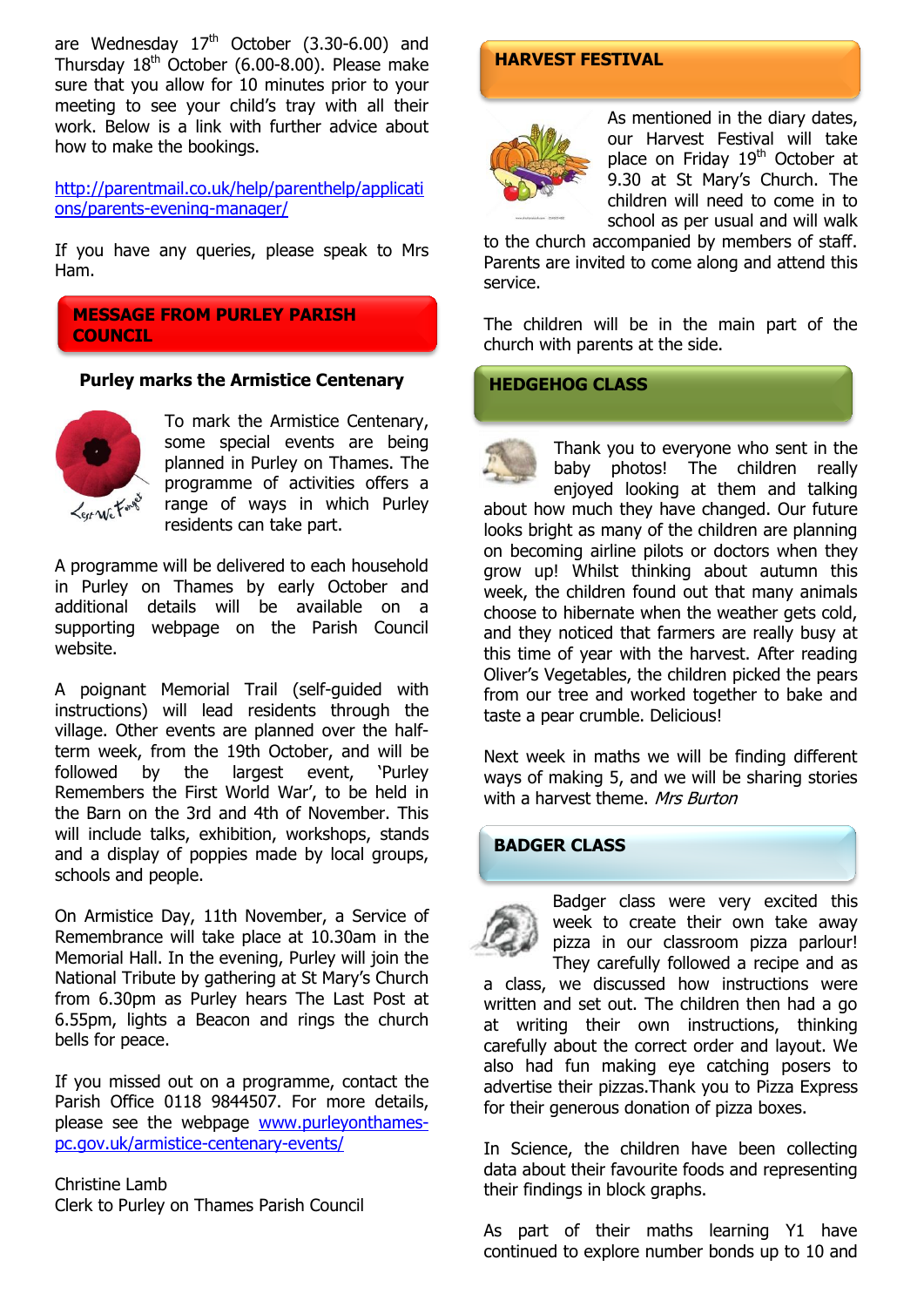are Wednesday 17th October (3.30-6.00) and Thursday 18th October (6.00-8.00). Please make sure that you allow for 10 minutes prior to your meeting to see your child's tray with all their work. Below is a link with further advice about how to make the bookings.

http://parentmail.co.uk/help/parenthelp/applications/parents-evening-manager/

If you have any queries, please speak to Mrs Ham.

## MESSAGE FROM PURLEY PARISH COUNCIL

**Purley marks the Armistice Centenary**

To mark the Armistice Centenary, some special events are being planned in Purley on Thames. The programme of activities offers a range of ways in which Purley residents can take part.

A programme will be delivered to each household in Purley on Thames by early October and additional details will be available on a supporting webpage on the Parish Council website.

A poignant Memorial Trail (self-guided with instructions) will lead residents through the village. Other events are planned over the half-term week, from the 19th October, and will be followed by the largest event, 'Purley Remembers the First World War', to be held in the Barn on the 3rd and 4th of November. This will include talks, exhibition, workshops, stands and a display of poppies made by local groups, schools and people.

On Armistice Day, 11th November, a Service of Remembrance will take place at 10.30am in the Memorial Hall. In the evening, Purley will join the National Tribute by gathering at St Mary's Church from 6.30pm as Purley hears The Last Post at 6.55pm, lights a Beacon and rings the church bells for peace.

If you missed out on a programme, contact the Parish Office 0118 9844507. For more details, please see the webpage www.purleyonthames-pc.gov.uk/armistice-centenary-events/

Christine Lamb
Clerk to Purley on Thames Parish Council

## HARVEST FESTIVAL

As mentioned in the diary dates, our Harvest Festival will take place on Friday 19th October at 9.30 at St Mary's Church. The children will need to come in to school as per usual and will walk to the church accompanied by members of staff. Parents are invited to come along and attend this service.

The children will be in the main part of the church with parents at the side.

## HEDGEHOG CLASS

Thank you to everyone who sent in the baby photos! The children really enjoyed looking at them and talking about how much they have changed. Our future looks bright as many of the children are planning on becoming airline pilots or doctors when they grow up! Whilst thinking about autumn this week, the children found out that many animals choose to hibernate when the weather gets cold, and they noticed that farmers are really busy at this time of year with the harvest. After reading Oliver's Vegetables, the children picked the pears from our tree and worked together to bake and taste a pear crumble. Delicious!

Next week in maths we will be finding different ways of making 5, and we will be sharing stories with a harvest theme. *Mrs Burton*

## BADGER CLASS

Badger class were very excited this week to create their own take away pizza in our classroom pizza parlour! They carefully followed a recipe and as a class, we discussed how instructions were written and set out. The children then had a go at writing their own instructions, thinking carefully about the correct order and layout. We also had fun making eye catching posers to advertise their pizzas.Thank you to Pizza Express for their generous donation of pizza boxes.

In Science, the children have been collecting data about their favourite foods and representing their findings in block graphs.

As part of their maths learning Y1 have continued to explore number bonds up to 10 and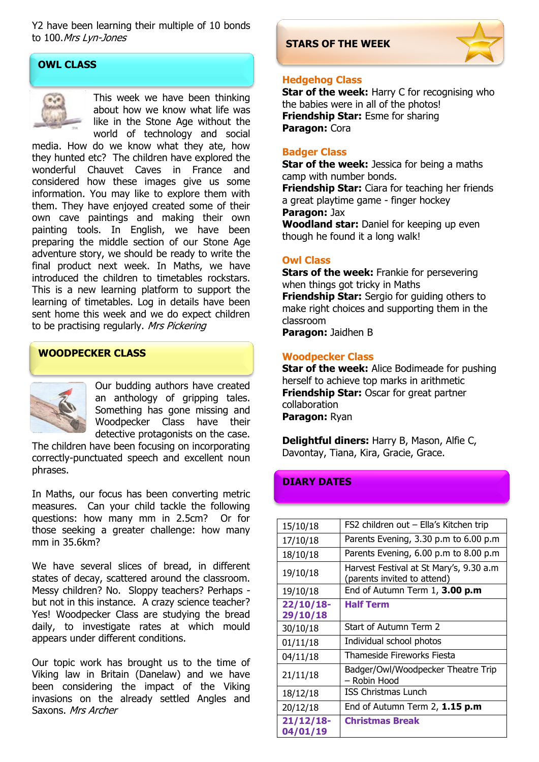Y2 have been learning their multiple of 10 bonds to 100. *Mrs Lyn-Jones*

## OWL CLASS

This week we have been thinking about how we know what life was like in the Stone Age without the world of technology and social media. How do we know what they ate, how they hunted etc? The children have explored the wonderful Chauvet Caves in France and considered how these images give us some information. You may like to explore them with them. They have enjoyed created some of their own cave paintings and making their own painting tools. In English, we have been preparing the middle section of our Stone Age adventure story, we should be ready to write the final product next week. In Maths, we have introduced the children to timetables rockstars. This is a new learning platform to support the learning of timetables. Log in details have been sent home this week and we do expect children to be practising regularly. *Mrs Pickering*

## WOODPECKER CLASS

Our budding authors have created an anthology of gripping tales. Something has gone missing and Woodpecker Class have their detective protagonists on the case. The children have been focusing on incorporating correctly-punctuated speech and excellent noun phrases.

In Maths, our focus has been converting metric measures. Can your child tackle the following questions: how many mm in 2.5cm? Or for those seeking a greater challenge: how many mm in 35.6km?

We have several slices of bread, in different states of decay, scattered around the classroom. Messy children? No. Sloppy teachers? Perhaps - but not in this instance. A crazy science teacher? Yes! Woodpecker Class are studying the bread daily, to investigate rates at which mould appears under different conditions.

Our topic work has brought us to the time of Viking law in Britain (Danelaw) and we have been considering the impact of the Viking invasions on the already settled Angles and Saxons. *Mrs Archer*

## STARS OF THE WEEK

### Hedgehog Class
**Star of the week:** Harry C for recognising who the babies were in all of the photos!
**Friendship Star:** Esme for sharing
**Paragon:** Cora

### Badger Class
**Star of the week:** Jessica for being a maths camp with number bonds.
**Friendship Star:** Ciara for teaching her friends a great playtime game - finger hockey
**Paragon:** Jax
**Woodland star:** Daniel for keeping up even though he found it a long walk!

### Owl Class
**Stars of the week:** Frankie for persevering when things got tricky in Maths
**Friendship Star:** Sergio for guiding others to make right choices and supporting them in the classroom
**Paragon:** Jaidhen B

### Woodpecker Class
**Star of the week:** Alice Bodimeade for pushing herself to achieve top marks in arithmetic
**Friendship Star:** Oscar for great partner collaboration
**Paragon:** Ryan

**Delightful diners:** Harry B, Mason, Alfie C, Davontay, Tiana, Kira, Gracie, Grace.

## DIARY DATES

| Date | Event |
|---|---|
| 15/10/18 | FS2 children out – Ella's Kitchen trip |
| 17/10/18 | Parents Evening, 3.30 p.m to 6.00 p.m |
| 18/10/18 | Parents Evening, 6.00 p.m to 8.00 p.m |
| 19/10/18 | Harvest Festival at St Mary's, 9.30 a.m (parents invited to attend) |
| 19/10/18 | End of Autumn Term 1, **3.00 p.m** |
| **22/10/18-29/10/18** | **Half Term** |
| 30/10/18 | Start of Autumn Term 2 |
| 01/11/18 | Individual school photos |
| 04/11/18 | Thameside Fireworks Fiesta |
| 21/11/18 | Badger/Owl/Woodpecker Theatre Trip – Robin Hood |
| 18/12/18 | ISS Christmas Lunch |
| 20/12/18 | End of Autumn Term 2, **1.15 p.m** |
| **21/12/18-04/01/19** | **Christmas Break** |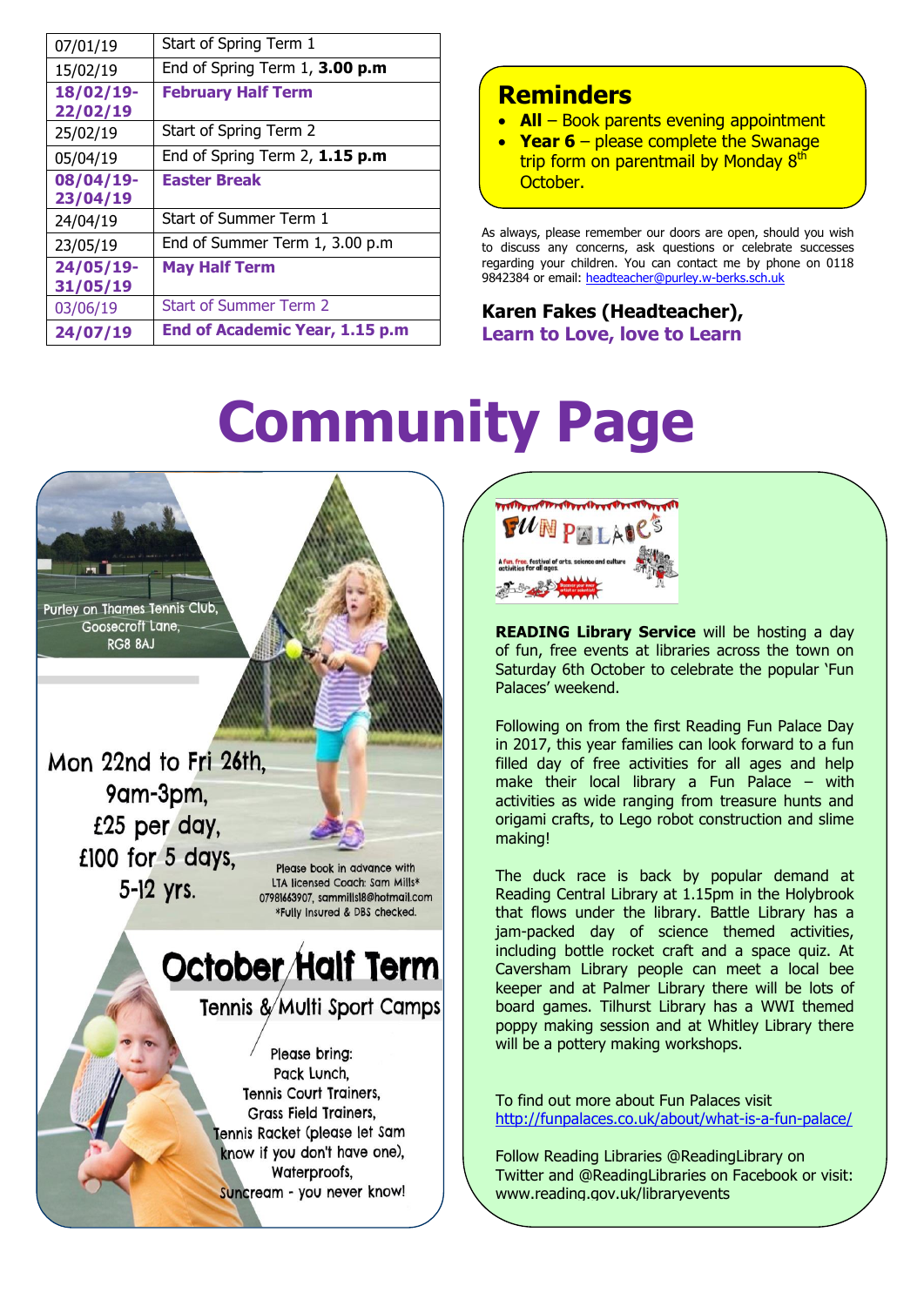| | |
|---|---|
| 07/01/19 | Start of Spring Term 1 |
| 15/02/19 | End of Spring Term 1, **3.00 p.m** |
| **18/02/19-22/02/19** | **February Half Term** |
| 25/02/19 | Start of Spring Term 2 |
| 05/04/19 | End of Spring Term 2, **1.15 p.m** |
| **08/04/19-23/04/19** | **Easter Break** |
| 24/04/19 | Start of Summer Term 1 |
| 23/05/19 | End of Summer Term 1, 3.00 p.m |
| **24/05/19-31/05/19** | **May Half Term** |
| 03/06/19 | Start of Summer Term 2 |
| **24/07/19** | **End of Academic Year, 1.15 p.m** |

## Reminders

- **All** – Book parents evening appointment
- **Year 6** – please complete the Swanage trip form on parentmail by Monday 8th October.

As always, please remember our doors are open, should you wish to discuss any concerns, ask questions or celebrate successes regarding your children. You can contact me by phone on 0118 9842384 or email: headteacher@purley.w-berks.sch.uk

**Karen Fakes (Headteacher),**
**Learn to Love, love to Learn**

# Community Page

Purley on Thames Tennis Club, Goosecroft Lane, RG8 8AJ

Mon 22nd to Fri 26th,
9am-3pm,
£25 per day,
£100 for 5 days,
5-12 yrs.

Please book in advance with LTA licensed Coach: Sam Mills* 07981663907, sammills18@hotmail.com
*Fully Insured & DBS checked.

## October Half Term

### Tennis & Multi Sport Camps

Please bring:
Pack Lunch,
Tennis Court Trainers,
Grass Field Trainers,
Tennis Racket (please let Sam know if you don't have one),
Waterproofs,
Suncream - you never know!

FUN PALACES
A fun, free, festival of arts, science and culture activities for all ages.

**READING Library Service** will be hosting a day of fun, free events at libraries across the town on Saturday 6th October to celebrate the popular 'Fun Palaces' weekend.

Following on from the first Reading Fun Palace Day in 2017, this year families can look forward to a fun filled day of free activities for all ages and help make their local library a Fun Palace – with activities as wide ranging from treasure hunts and origami crafts, to Lego robot construction and slime making!

The duck race is back by popular demand at Reading Central Library at 1.15pm in the Holybrook that flows under the library. Battle Library has a jam-packed day of science themed activities, including bottle rocket craft and a space quiz. At Caversham Library people can meet a local bee keeper and at Palmer Library there will be lots of board games. Tilhurst Library has a WWI themed poppy making session and at Whitley Library there will be a pottery making workshops.

To find out more about Fun Palaces visit http://funpalaces.co.uk/about/what-is-a-fun-palace/

Follow Reading Libraries @ReadingLibrary on Twitter and @ReadingLibraries on Facebook or visit: www.reading.gov.uk/libraryevents